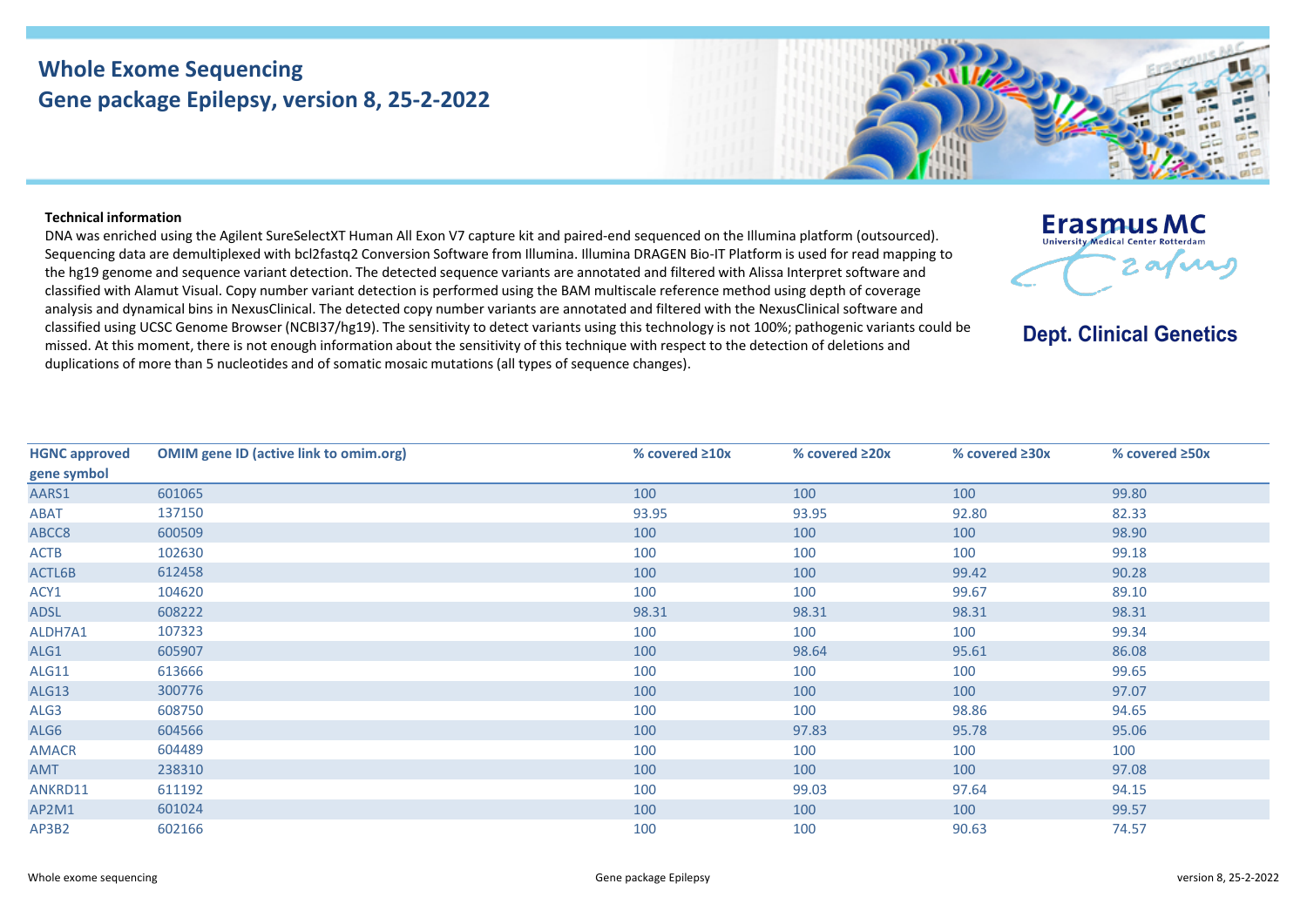# Whole Exome Sequencing
## Gene package Epilepsy, version 8, 25-2-2022

Erasmus MC
University Medical Center Rotterdam

**Dept. Clinical Genetics**

**Technical information**

DNA was enriched using the Agilent SureSelectXT Human All Exon V7 capture kit and paired-end sequenced on the Illumina platform (outsourced). Sequencing data are demultiplexed with bcl2fastq2 Conversion Software from Illumina. Illumina DRAGEN Bio-IT Platform is used for read mapping to the hg19 genome and sequence variant detection. The detected sequence variants are annotated and filtered with Alissa Interpret software and classified with Alamut Visual. Copy number variant detection is performed using the BAM multiscale reference method using depth of coverage analysis and dynamical bins in NexusClinical. The detected copy number variants are annotated and filtered with the NexusClinical software and classified using UCSC Genome Browser (NCBI37/hg19). The sensitivity to detect variants using this technology is not 100%; pathogenic variants could be missed. At this moment, there is not enough information about the sensitivity of this technique with respect to the detection of deletions and duplications of more than 5 nucleotides and of somatic mosaic mutations (all types of sequence changes).

| HGNC approved gene symbol | OMIM gene ID (active link to omim.org) | % covered ≥10x | % covered ≥20x | % covered ≥30x | % covered ≥50x |
|---|---|---|---|---|---|
| AARS1 | 601065 | 100 | 100 | 100 | 99.80 |
| ABAT | 137150 | 93.95 | 93.95 | 92.80 | 82.33 |
| ABCC8 | 600509 | 100 | 100 | 100 | 98.90 |
| ACTB | 102630 | 100 | 100 | 100 | 99.18 |
| ACTL6B | 612458 | 100 | 100 | 99.42 | 90.28 |
| ACY1 | 104620 | 100 | 100 | 99.67 | 89.10 |
| ADSL | 608222 | 98.31 | 98.31 | 98.31 | 98.31 |
| ALDH7A1 | 107323 | 100 | 100 | 100 | 99.34 |
| ALG1 | 605907 | 100 | 98.64 | 95.61 | 86.08 |
| ALG11 | 613666 | 100 | 100 | 100 | 99.65 |
| ALG13 | 300776 | 100 | 100 | 100 | 97.07 |
| ALG3 | 608750 | 100 | 100 | 98.86 | 94.65 |
| ALG6 | 604566 | 100 | 97.83 | 95.78 | 95.06 |
| AMACR | 604489 | 100 | 100 | 100 | 100 |
| AMT | 238310 | 100 | 100 | 100 | 97.08 |
| ANKRD11 | 611192 | 100 | 99.03 | 97.64 | 94.15 |
| AP2M1 | 601024 | 100 | 100 | 100 | 99.57 |
| AP3B2 | 602166 | 100 | 100 | 90.63 | 74.57 |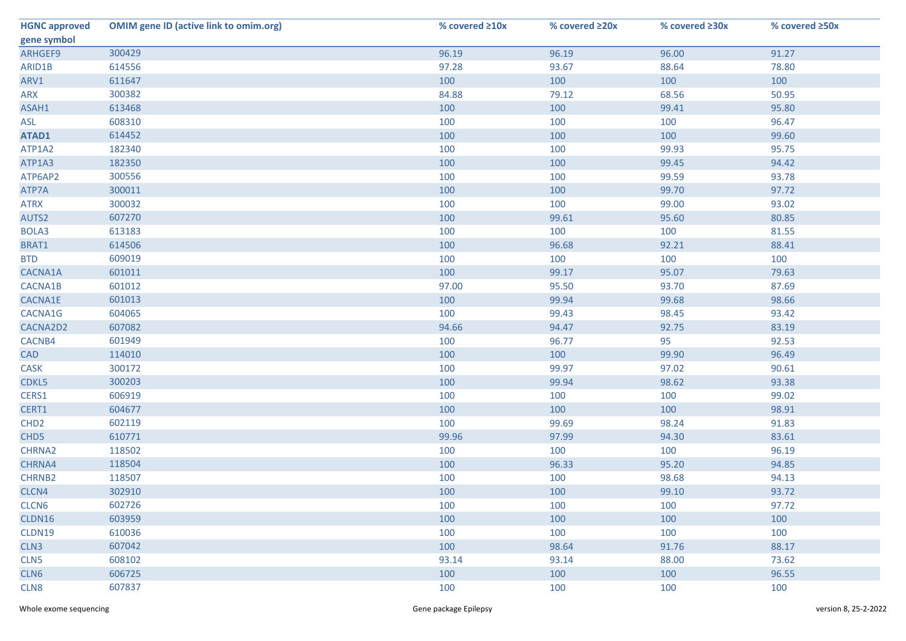| HGNC approved gene symbol | OMIM gene ID (active link to omim.org) | % covered ≥10x | % covered ≥20x | % covered ≥30x | % covered ≥50x |
|---|---|---|---|---|---|
| ARHGEF9 | 300429 | 96.19 | 96.19 | 96.00 | 91.27 |
| ARID1B | 614556 | 97.28 | 93.67 | 88.64 | 78.80 |
| ARV1 | 611647 | 100 | 100 | 100 | 100 |
| ARX | 300382 | 84.88 | 79.12 | 68.56 | 50.95 |
| ASAH1 | 613468 | 100 | 100 | 99.41 | 95.80 |
| ASL | 608310 | 100 | 100 | 100 | 96.47 |
| **ATAD1** | 614452 | 100 | 100 | 100 | 99.60 |
| ATP1A2 | 182340 | 100 | 100 | 99.93 | 95.75 |
| ATP1A3 | 182350 | 100 | 100 | 99.45 | 94.42 |
| ATP6AP2 | 300556 | 100 | 100 | 99.59 | 93.78 |
| ATP7A | 300011 | 100 | 100 | 99.70 | 97.72 |
| ATRX | 300032 | 100 | 100 | 99.00 | 93.02 |
| AUTS2 | 607270 | 100 | 99.61 | 95.60 | 80.85 |
| BOLA3 | 613183 | 100 | 100 | 100 | 81.55 |
| BRAT1 | 614506 | 100 | 96.68 | 92.21 | 88.41 |
| BTD | 609019 | 100 | 100 | 100 | 100 |
| CACNA1A | 601011 | 100 | 99.17 | 95.07 | 79.63 |
| CACNA1B | 601012 | 97.00 | 95.50 | 93.70 | 87.69 |
| CACNA1E | 601013 | 100 | 99.94 | 99.68 | 98.66 |
| CACNA1G | 604065 | 100 | 99.43 | 98.45 | 93.42 |
| CACNA2D2 | 607082 | 94.66 | 94.47 | 92.75 | 83.19 |
| CACNB4 | 601949 | 100 | 96.77 | 95 | 92.53 |
| CAD | 114010 | 100 | 100 | 99.90 | 96.49 |
| CASK | 300172 | 100 | 99.97 | 97.02 | 90.61 |
| CDKL5 | 300203 | 100 | 99.94 | 98.62 | 93.38 |
| CERS1 | 606919 | 100 | 100 | 100 | 99.02 |
| CERT1 | 604677 | 100 | 100 | 100 | 98.91 |
| CHD2 | 602119 | 100 | 99.69 | 98.24 | 91.83 |
| CHD5 | 610771 | 99.96 | 97.99 | 94.30 | 83.61 |
| CHRNA2 | 118502 | 100 | 100 | 100 | 96.19 |
| CHRNA4 | 118504 | 100 | 96.33 | 95.20 | 94.85 |
| CHRNB2 | 118507 | 100 | 100 | 98.68 | 94.13 |
| CLCN4 | 302910 | 100 | 100 | 99.10 | 93.72 |
| CLCN6 | 602726 | 100 | 100 | 100 | 97.72 |
| CLDN16 | 603959 | 100 | 100 | 100 | 100 |
| CLDN19 | 610036 | 100 | 100 | 100 | 100 |
| CLN3 | 607042 | 100 | 98.64 | 91.76 | 88.17 |
| CLN5 | 608102 | 93.14 | 93.14 | 88.00 | 73.62 |
| CLN6 | 606725 | 100 | 100 | 100 | 96.55 |
| CLN8 | 607837 | 100 | 100 | 100 | 100 |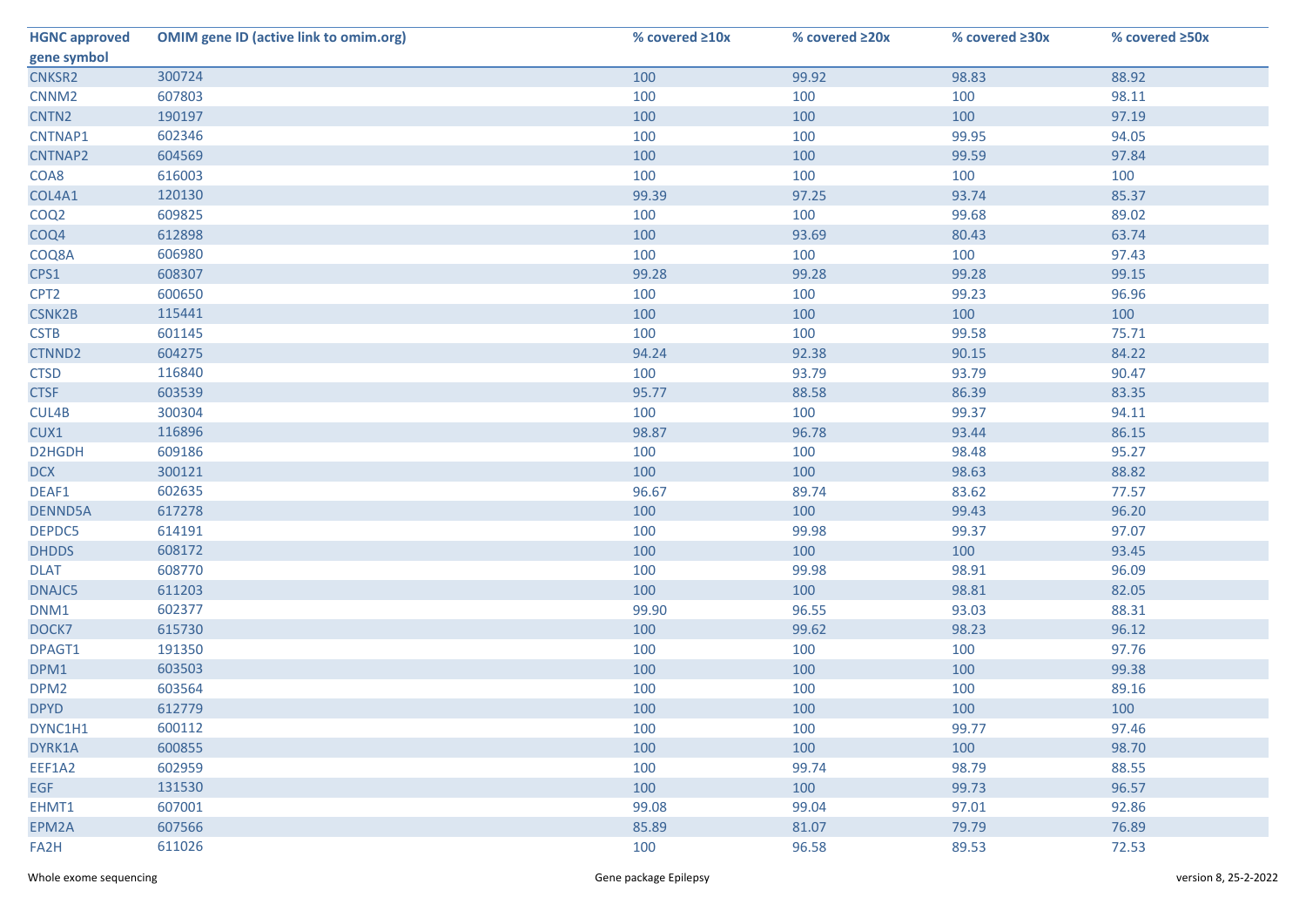| HGNC approved gene symbol | OMIM gene ID (active link to omim.org) | % covered ≥10x | % covered ≥20x | % covered ≥30x | % covered ≥50x |
|---|---|---|---|---|---|
| CNKSR2 | 300724 | 100 | 99.92 | 98.83 | 88.92 |
| CNNM2 | 607803 | 100 | 100 | 100 | 98.11 |
| CNTN2 | 190197 | 100 | 100 | 100 | 97.19 |
| CNTNAP1 | 602346 | 100 | 100 | 99.95 | 94.05 |
| CNTNAP2 | 604569 | 100 | 100 | 99.59 | 97.84 |
| COA8 | 616003 | 100 | 100 | 100 | 100 |
| COL4A1 | 120130 | 99.39 | 97.25 | 93.74 | 85.37 |
| COQ2 | 609825 | 100 | 100 | 99.68 | 89.02 |
| COQ4 | 612898 | 100 | 93.69 | 80.43 | 63.74 |
| COQ8A | 606980 | 100 | 100 | 100 | 97.43 |
| CPS1 | 608307 | 99.28 | 99.28 | 99.28 | 99.15 |
| CPT2 | 600650 | 100 | 100 | 99.23 | 96.96 |
| CSNK2B | 115441 | 100 | 100 | 100 | 100 |
| CSTB | 601145 | 100 | 100 | 99.58 | 75.71 |
| CTNND2 | 604275 | 94.24 | 92.38 | 90.15 | 84.22 |
| CTSD | 116840 | 100 | 93.79 | 93.79 | 90.47 |
| CTSF | 603539 | 95.77 | 88.58 | 86.39 | 83.35 |
| CUL4B | 300304 | 100 | 100 | 99.37 | 94.11 |
| CUX1 | 116896 | 98.87 | 96.78 | 93.44 | 86.15 |
| D2HGDH | 609186 | 100 | 100 | 98.48 | 95.27 |
| DCX | 300121 | 100 | 100 | 98.63 | 88.82 |
| DEAF1 | 602635 | 96.67 | 89.74 | 83.62 | 77.57 |
| DENND5A | 617278 | 100 | 100 | 99.43 | 96.20 |
| DEPDC5 | 614191 | 100 | 99.98 | 99.37 | 97.07 |
| DHDDS | 608172 | 100 | 100 | 100 | 93.45 |
| DLAT | 608770 | 100 | 99.98 | 98.91 | 96.09 |
| DNAJC5 | 611203 | 100 | 100 | 98.81 | 82.05 |
| DNM1 | 602377 | 99.90 | 96.55 | 93.03 | 88.31 |
| DOCK7 | 615730 | 100 | 99.62 | 98.23 | 96.12 |
| DPAGT1 | 191350 | 100 | 100 | 100 | 97.76 |
| DPM1 | 603503 | 100 | 100 | 100 | 99.38 |
| DPM2 | 603564 | 100 | 100 | 100 | 89.16 |
| DPYD | 612779 | 100 | 100 | 100 | 100 |
| DYNC1H1 | 600112 | 100 | 100 | 99.77 | 97.46 |
| DYRK1A | 600855 | 100 | 100 | 100 | 98.70 |
| EEF1A2 | 602959 | 100 | 99.74 | 98.79 | 88.55 |
| EGF | 131530 | 100 | 100 | 99.73 | 96.57 |
| EHMT1 | 607001 | 99.08 | 99.04 | 97.01 | 92.86 |
| EPM2A | 607566 | 85.89 | 81.07 | 79.79 | 76.89 |
| FA2H | 611026 | 100 | 96.58 | 89.53 | 72.53 |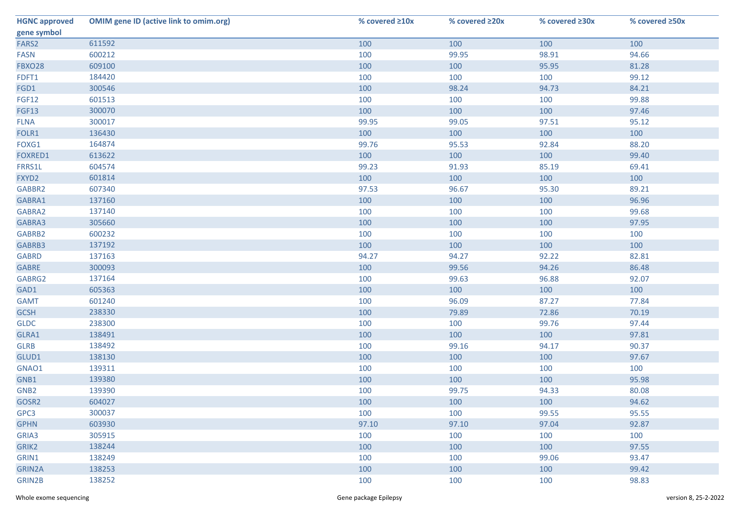| HGNC approved gene symbol | OMIM gene ID (active link to omim.org) | % covered ≥10x | % covered ≥20x | % covered ≥30x | % covered ≥50x |
|---|---|---|---|---|---|
| FARS2 | 611592 | 100 | 100 | 100 | 100 |
| FASN | 600212 | 100 | 99.95 | 98.91 | 94.66 |
| FBXO28 | 609100 | 100 | 100 | 95.95 | 81.28 |
| FDFT1 | 184420 | 100 | 100 | 100 | 99.12 |
| FGD1 | 300546 | 100 | 98.24 | 94.73 | 84.21 |
| FGF12 | 601513 | 100 | 100 | 100 | 99.88 |
| FGF13 | 300070 | 100 | 100 | 100 | 97.46 |
| FLNA | 300017 | 99.95 | 99.05 | 97.51 | 95.12 |
| FOLR1 | 136430 | 100 | 100 | 100 | 100 |
| FOXG1 | 164874 | 99.76 | 95.53 | 92.84 | 88.20 |
| FOXRED1 | 613622 | 100 | 100 | 100 | 99.40 |
| FRRS1L | 604574 | 99.23 | 91.93 | 85.19 | 69.41 |
| FXYD2 | 601814 | 100 | 100 | 100 | 100 |
| GABBR2 | 607340 | 97.53 | 96.67 | 95.30 | 89.21 |
| GABRA1 | 137160 | 100 | 100 | 100 | 96.96 |
| GABRA2 | 137140 | 100 | 100 | 100 | 99.68 |
| GABRA3 | 305660 | 100 | 100 | 100 | 97.95 |
| GABRB2 | 600232 | 100 | 100 | 100 | 100 |
| GABRB3 | 137192 | 100 | 100 | 100 | 100 |
| GABRD | 137163 | 94.27 | 94.27 | 92.22 | 82.81 |
| GABRE | 300093 | 100 | 99.56 | 94.26 | 86.48 |
| GABRG2 | 137164 | 100 | 99.63 | 96.88 | 92.07 |
| GAD1 | 605363 | 100 | 100 | 100 | 100 |
| GAMT | 601240 | 100 | 96.09 | 87.27 | 77.84 |
| GCSH | 238330 | 100 | 79.89 | 72.86 | 70.19 |
| GLDC | 238300 | 100 | 100 | 99.76 | 97.44 |
| GLRA1 | 138491 | 100 | 100 | 100 | 97.81 |
| GLRB | 138492 | 100 | 99.16 | 94.17 | 90.37 |
| GLUD1 | 138130 | 100 | 100 | 100 | 97.67 |
| GNAO1 | 139311 | 100 | 100 | 100 | 100 |
| GNB1 | 139380 | 100 | 100 | 100 | 95.98 |
| GNB2 | 139390 | 100 | 99.75 | 94.33 | 80.08 |
| GOSR2 | 604027 | 100 | 100 | 100 | 94.62 |
| GPC3 | 300037 | 100 | 100 | 99.55 | 95.55 |
| GPHN | 603930 | 97.10 | 97.10 | 97.04 | 92.87 |
| GRIA3 | 305915 | 100 | 100 | 100 | 100 |
| GRIK2 | 138244 | 100 | 100 | 100 | 97.55 |
| GRIN1 | 138249 | 100 | 100 | 99.06 | 93.47 |
| GRIN2A | 138253 | 100 | 100 | 100 | 99.42 |
| GRIN2B | 138252 | 100 | 100 | 100 | 98.83 |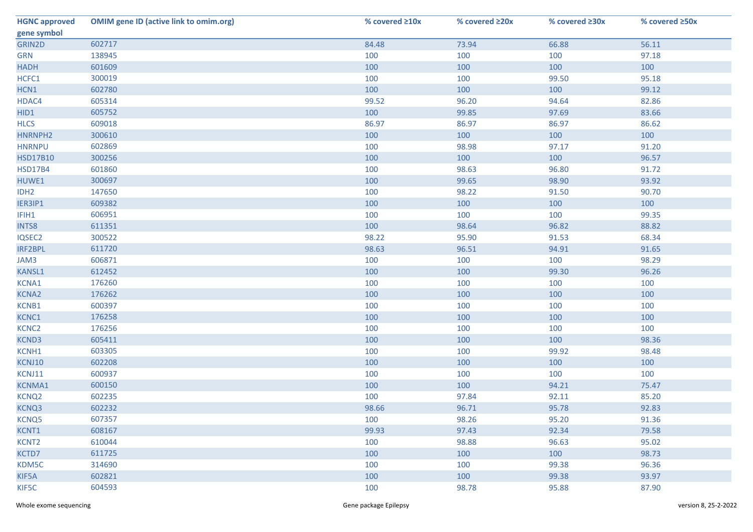| HGNC approved gene symbol | OMIM gene ID (active link to omim.org) | % covered ≥10x | % covered ≥20x | % covered ≥30x | % covered ≥50x |
|---|---|---|---|---|---|
| GRIN2D | 602717 | 84.48 | 73.94 | 66.88 | 56.11 |
| GRN | 138945 | 100 | 100 | 100 | 97.18 |
| HADH | 601609 | 100 | 100 | 100 | 100 |
| HCFC1 | 300019 | 100 | 100 | 99.50 | 95.18 |
| HCN1 | 602780 | 100 | 100 | 100 | 99.12 |
| HDAC4 | 605314 | 99.52 | 96.20 | 94.64 | 82.86 |
| HID1 | 605752 | 100 | 99.85 | 97.69 | 83.66 |
| HLCS | 609018 | 86.97 | 86.97 | 86.97 | 86.62 |
| HNRNPH2 | 300610 | 100 | 100 | 100 | 100 |
| HNRNPU | 602869 | 100 | 98.98 | 97.17 | 91.20 |
| HSD17B10 | 300256 | 100 | 100 | 100 | 96.57 |
| HSD17B4 | 601860 | 100 | 98.63 | 96.80 | 91.72 |
| HUWE1 | 300697 | 100 | 99.65 | 98.90 | 93.92 |
| IDH2 | 147650 | 100 | 98.22 | 91.50 | 90.70 |
| IER3IP1 | 609382 | 100 | 100 | 100 | 100 |
| IFIH1 | 606951 | 100 | 100 | 100 | 99.35 |
| INTS8 | 611351 | 100 | 98.64 | 96.82 | 88.82 |
| IQSEC2 | 300522 | 98.22 | 95.90 | 91.53 | 68.34 |
| IRF2BPL | 611720 | 98.63 | 96.51 | 94.91 | 91.65 |
| JAM3 | 606871 | 100 | 100 | 100 | 98.29 |
| KANSL1 | 612452 | 100 | 100 | 99.30 | 96.26 |
| KCNA1 | 176260 | 100 | 100 | 100 | 100 |
| KCNA2 | 176262 | 100 | 100 | 100 | 100 |
| KCNB1 | 600397 | 100 | 100 | 100 | 100 |
| KCNC1 | 176258 | 100 | 100 | 100 | 100 |
| KCNC2 | 176256 | 100 | 100 | 100 | 100 |
| KCND3 | 605411 | 100 | 100 | 100 | 98.36 |
| KCNH1 | 603305 | 100 | 100 | 99.92 | 98.48 |
| KCNJ10 | 602208 | 100 | 100 | 100 | 100 |
| KCNJ11 | 600937 | 100 | 100 | 100 | 100 |
| KCNMA1 | 600150 | 100 | 100 | 94.21 | 75.47 |
| KCNQ2 | 602235 | 100 | 97.84 | 92.11 | 85.20 |
| KCNQ3 | 602232 | 98.66 | 96.71 | 95.78 | 92.83 |
| KCNQ5 | 607357 | 100 | 98.26 | 95.20 | 91.36 |
| KCNT1 | 608167 | 99.93 | 97.43 | 92.34 | 79.58 |
| KCNT2 | 610044 | 100 | 98.88 | 96.63 | 95.02 |
| KCTD7 | 611725 | 100 | 100 | 100 | 98.73 |
| KDM5C | 314690 | 100 | 100 | 99.38 | 96.36 |
| KIF5A | 602821 | 100 | 100 | 99.38 | 93.97 |
| KIF5C | 604593 | 100 | 98.78 | 95.88 | 87.90 |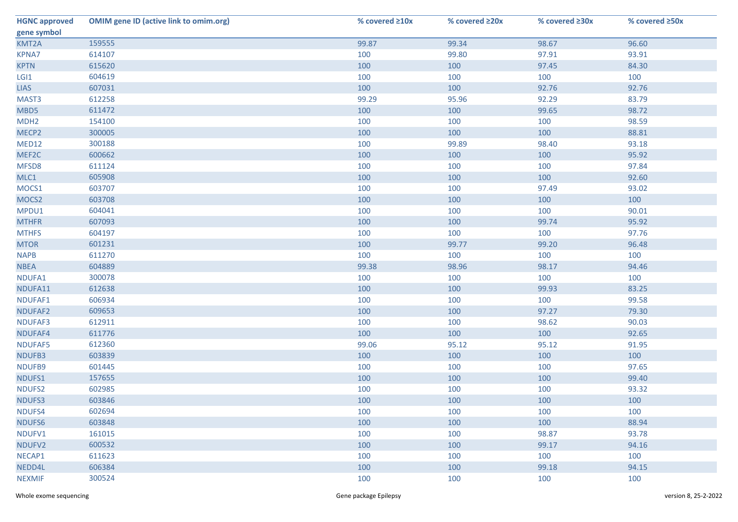| HGNC approved gene symbol | OMIM gene ID (active link to omim.org) | % covered ≥10x | % covered ≥20x | % covered ≥30x | % covered ≥50x |
|---|---|---|---|---|---|
| KMT2A | 159555 | 99.87 | 99.34 | 98.67 | 96.60 |
| KPNA7 | 614107 | 100 | 99.80 | 97.91 | 93.91 |
| KPTN | 615620 | 100 | 100 | 97.45 | 84.30 |
| LGI1 | 604619 | 100 | 100 | 100 | 100 |
| LIAS | 607031 | 100 | 100 | 92.76 | 92.76 |
| MAST3 | 612258 | 99.29 | 95.96 | 92.29 | 83.79 |
| MBD5 | 611472 | 100 | 100 | 99.65 | 98.72 |
| MDH2 | 154100 | 100 | 100 | 100 | 98.59 |
| MECP2 | 300005 | 100 | 100 | 100 | 88.81 |
| MED12 | 300188 | 100 | 99.89 | 98.40 | 93.18 |
| MEF2C | 600662 | 100 | 100 | 100 | 95.92 |
| MFSD8 | 611124 | 100 | 100 | 100 | 97.84 |
| MLC1 | 605908 | 100 | 100 | 100 | 92.60 |
| MOCS1 | 603707 | 100 | 100 | 97.49 | 93.02 |
| MOCS2 | 603708 | 100 | 100 | 100 | 100 |
| MPDU1 | 604041 | 100 | 100 | 100 | 90.01 |
| MTHFR | 607093 | 100 | 100 | 99.74 | 95.92 |
| MTHFS | 604197 | 100 | 100 | 100 | 97.76 |
| MTOR | 601231 | 100 | 99.77 | 99.20 | 96.48 |
| NAPB | 611270 | 100 | 100 | 100 | 100 |
| NBEA | 604889 | 99.38 | 98.96 | 98.17 | 94.46 |
| NDUFA1 | 300078 | 100 | 100 | 100 | 100 |
| NDUFA11 | 612638 | 100 | 100 | 99.93 | 83.25 |
| NDUFAF1 | 606934 | 100 | 100 | 100 | 99.58 |
| NDUFAF2 | 609653 | 100 | 100 | 97.27 | 79.30 |
| NDUFAF3 | 612911 | 100 | 100 | 98.62 | 90.03 |
| NDUFAF4 | 611776 | 100 | 100 | 100 | 92.65 |
| NDUFAF5 | 612360 | 99.06 | 95.12 | 95.12 | 91.95 |
| NDUFB3 | 603839 | 100 | 100 | 100 | 100 |
| NDUFB9 | 601445 | 100 | 100 | 100 | 97.65 |
| NDUFS1 | 157655 | 100 | 100 | 100 | 99.40 |
| NDUFS2 | 602985 | 100 | 100 | 100 | 93.32 |
| NDUFS3 | 603846 | 100 | 100 | 100 | 100 |
| NDUFS4 | 602694 | 100 | 100 | 100 | 100 |
| NDUFS6 | 603848 | 100 | 100 | 100 | 88.94 |
| NDUFV1 | 161015 | 100 | 100 | 98.87 | 93.78 |
| NDUFV2 | 600532 | 100 | 100 | 99.17 | 94.16 |
| NECAP1 | 611623 | 100 | 100 | 100 | 100 |
| NEDD4L | 606384 | 100 | 100 | 99.18 | 94.15 |
| NEXMIF | 300524 | 100 | 100 | 100 | 100 |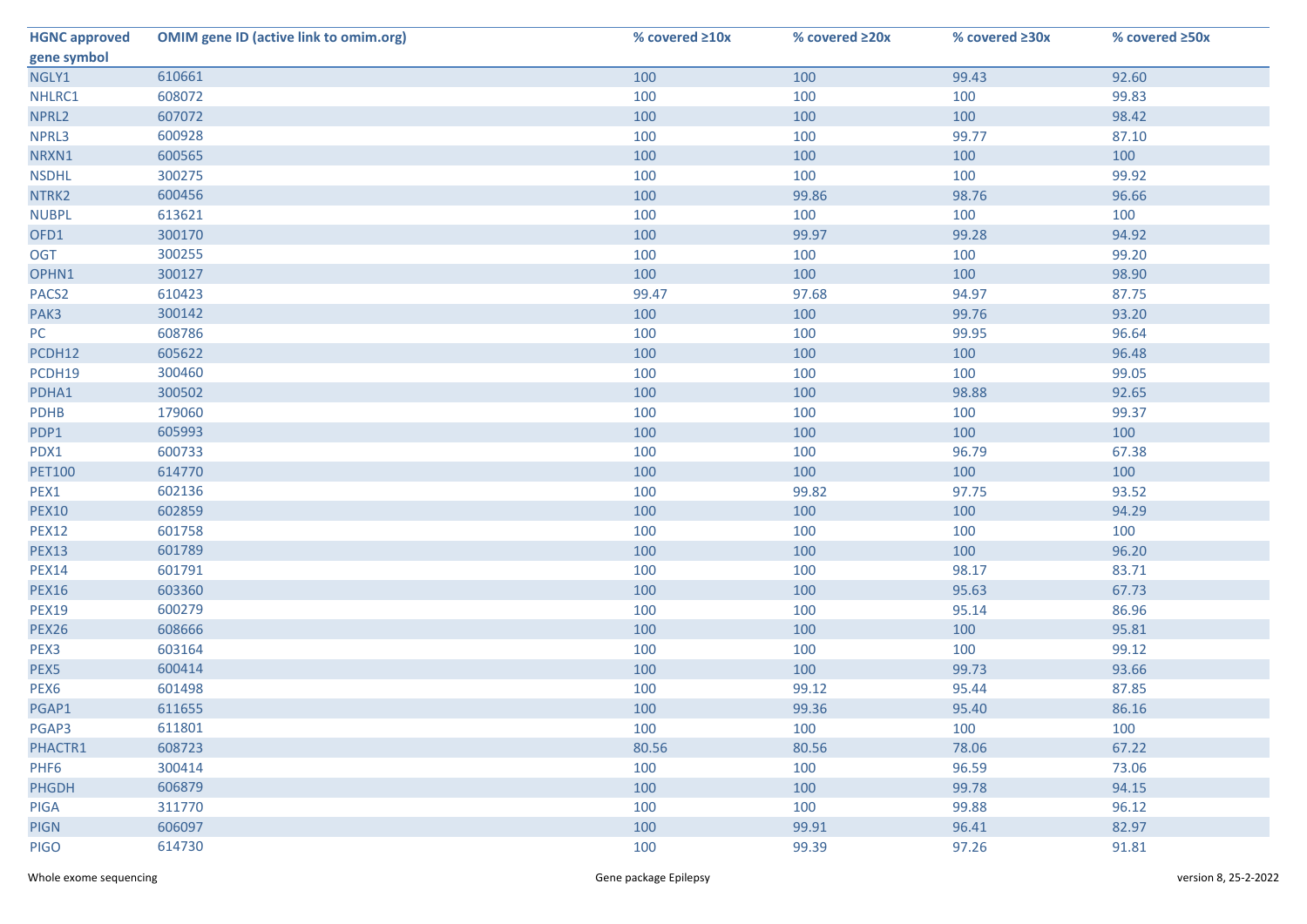| HGNC approved gene symbol | OMIM gene ID (active link to omim.org) | % covered ≥10x | % covered ≥20x | % covered ≥30x | % covered ≥50x |
|---|---|---|---|---|---|
| NGLY1 | 610661 | 100 | 100 | 99.43 | 92.60 |
| NHLRC1 | 608072 | 100 | 100 | 100 | 99.83 |
| NPRL2 | 607072 | 100 | 100 | 100 | 98.42 |
| NPRL3 | 600928 | 100 | 100 | 99.77 | 87.10 |
| NRXN1 | 600565 | 100 | 100 | 100 | 100 |
| NSDHL | 300275 | 100 | 100 | 100 | 99.92 |
| NTRK2 | 600456 | 100 | 99.86 | 98.76 | 96.66 |
| NUBPL | 613621 | 100 | 100 | 100 | 100 |
| OFD1 | 300170 | 100 | 99.97 | 99.28 | 94.92 |
| OGT | 300255 | 100 | 100 | 100 | 99.20 |
| OPHN1 | 300127 | 100 | 100 | 100 | 98.90 |
| PACS2 | 610423 | 99.47 | 97.68 | 94.97 | 87.75 |
| PAK3 | 300142 | 100 | 100 | 99.76 | 93.20 |
| PC | 608786 | 100 | 100 | 99.95 | 96.64 |
| PCDH12 | 605622 | 100 | 100 | 100 | 96.48 |
| PCDH19 | 300460 | 100 | 100 | 100 | 99.05 |
| PDHA1 | 300502 | 100 | 100 | 98.88 | 92.65 |
| PDHB | 179060 | 100 | 100 | 100 | 99.37 |
| PDP1 | 605993 | 100 | 100 | 100 | 100 |
| PDX1 | 600733 | 100 | 100 | 96.79 | 67.38 |
| PET100 | 614770 | 100 | 100 | 100 | 100 |
| PEX1 | 602136 | 100 | 99.82 | 97.75 | 93.52 |
| PEX10 | 602859 | 100 | 100 | 100 | 94.29 |
| PEX12 | 601758 | 100 | 100 | 100 | 100 |
| PEX13 | 601789 | 100 | 100 | 100 | 96.20 |
| PEX14 | 601791 | 100 | 100 | 98.17 | 83.71 |
| PEX16 | 603360 | 100 | 100 | 95.63 | 67.73 |
| PEX19 | 600279 | 100 | 100 | 95.14 | 86.96 |
| PEX26 | 608666 | 100 | 100 | 100 | 95.81 |
| PEX3 | 603164 | 100 | 100 | 100 | 99.12 |
| PEX5 | 600414 | 100 | 100 | 99.73 | 93.66 |
| PEX6 | 601498 | 100 | 99.12 | 95.44 | 87.85 |
| PGAP1 | 611655 | 100 | 99.36 | 95.40 | 86.16 |
| PGAP3 | 611801 | 100 | 100 | 100 | 100 |
| PHACTR1 | 608723 | 80.56 | 80.56 | 78.06 | 67.22 |
| PHF6 | 300414 | 100 | 100 | 96.59 | 73.06 |
| PHGDH | 606879 | 100 | 100 | 99.78 | 94.15 |
| PIGA | 311770 | 100 | 100 | 99.88 | 96.12 |
| PIGN | 606097 | 100 | 99.91 | 96.41 | 82.97 |
| PIGO | 614730 | 100 | 99.39 | 97.26 | 91.81 |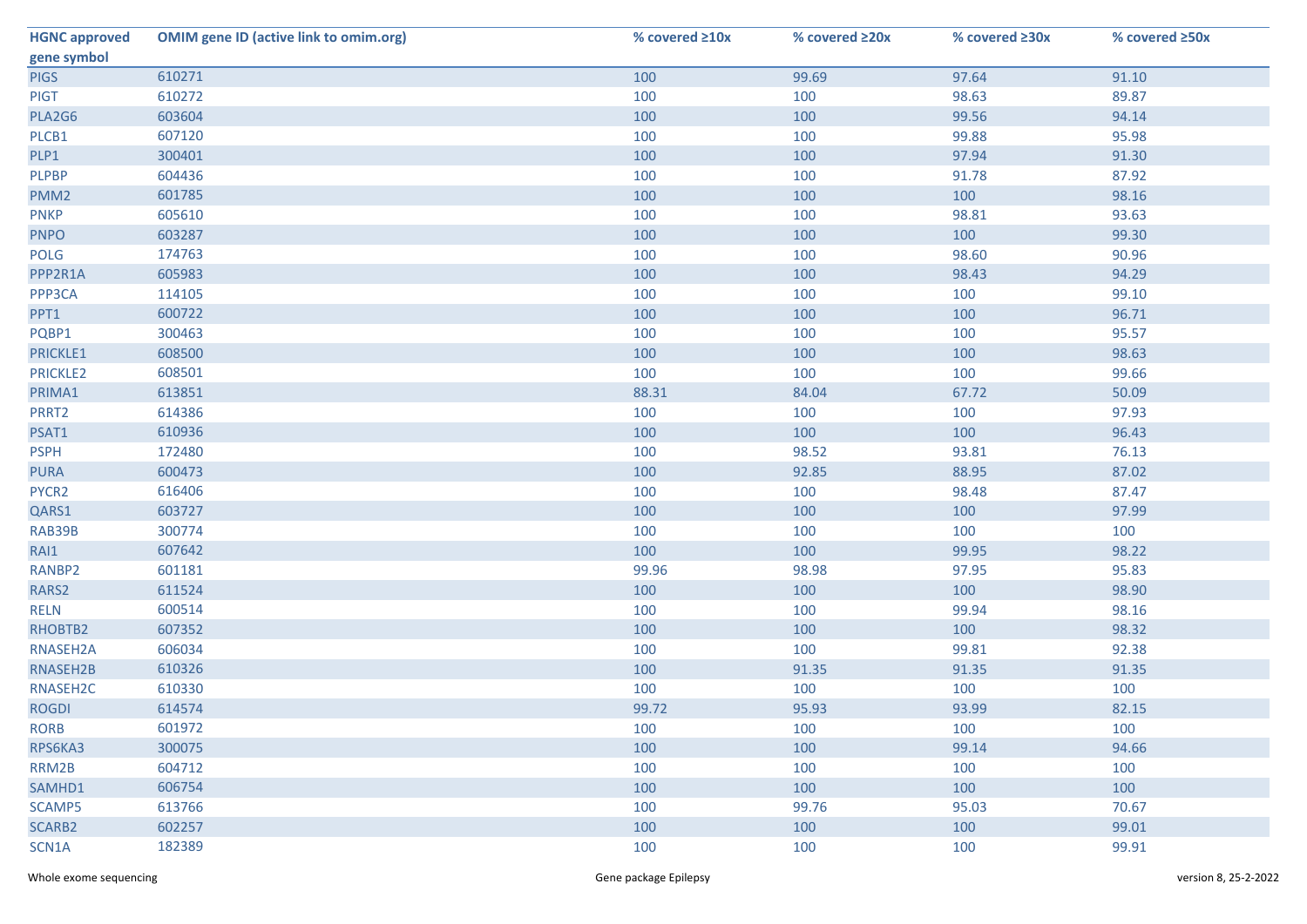| HGNC approved gene symbol | OMIM gene ID (active link to omim.org) | % covered ≥10x | % covered ≥20x | % covered ≥30x | % covered ≥50x |
|---|---|---|---|---|---|
| PIGS | 610271 | 100 | 99.69 | 97.64 | 91.10 |
| PIGT | 610272 | 100 | 100 | 98.63 | 89.87 |
| PLA2G6 | 603604 | 100 | 100 | 99.56 | 94.14 |
| PLCB1 | 607120 | 100 | 100 | 99.88 | 95.98 |
| PLP1 | 300401 | 100 | 100 | 97.94 | 91.30 |
| PLPBP | 604436 | 100 | 100 | 91.78 | 87.92 |
| PMM2 | 601785 | 100 | 100 | 100 | 98.16 |
| PNKP | 605610 | 100 | 100 | 98.81 | 93.63 |
| PNPO | 603287 | 100 | 100 | 100 | 99.30 |
| POLG | 174763 | 100 | 100 | 98.60 | 90.96 |
| PPP2R1A | 605983 | 100 | 100 | 98.43 | 94.29 |
| PPP3CA | 114105 | 100 | 100 | 100 | 99.10 |
| PPT1 | 600722 | 100 | 100 | 100 | 96.71 |
| PQBP1 | 300463 | 100 | 100 | 100 | 95.57 |
| PRICKLE1 | 608500 | 100 | 100 | 100 | 98.63 |
| PRICKLE2 | 608501 | 100 | 100 | 100 | 99.66 |
| PRIMA1 | 613851 | 88.31 | 84.04 | 67.72 | 50.09 |
| PRRT2 | 614386 | 100 | 100 | 100 | 97.93 |
| PSAT1 | 610936 | 100 | 100 | 100 | 96.43 |
| PSPH | 172480 | 100 | 98.52 | 93.81 | 76.13 |
| PURA | 600473 | 100 | 92.85 | 88.95 | 87.02 |
| PYCR2 | 616406 | 100 | 100 | 98.48 | 87.47 |
| QARS1 | 603727 | 100 | 100 | 100 | 97.99 |
| RAB39B | 300774 | 100 | 100 | 100 | 100 |
| RAI1 | 607642 | 100 | 100 | 99.95 | 98.22 |
| RANBP2 | 601181 | 99.96 | 98.98 | 97.95 | 95.83 |
| RARS2 | 611524 | 100 | 100 | 100 | 98.90 |
| RELN | 600514 | 100 | 100 | 99.94 | 98.16 |
| RHOBTB2 | 607352 | 100 | 100 | 100 | 98.32 |
| RNASEH2A | 606034 | 100 | 100 | 99.81 | 92.38 |
| RNASEH2B | 610326 | 100 | 91.35 | 91.35 | 91.35 |
| RNASEH2C | 610330 | 100 | 100 | 100 | 100 |
| ROGDI | 614574 | 99.72 | 95.93 | 93.99 | 82.15 |
| RORB | 601972 | 100 | 100 | 100 | 100 |
| RPS6KA3 | 300075 | 100 | 100 | 99.14 | 94.66 |
| RRM2B | 604712 | 100 | 100 | 100 | 100 |
| SAMHD1 | 606754 | 100 | 100 | 100 | 100 |
| SCAMP5 | 613766 | 100 | 99.76 | 95.03 | 70.67 |
| SCARB2 | 602257 | 100 | 100 | 100 | 99.01 |
| SCN1A | 182389 | 100 | 100 | 100 | 99.91 |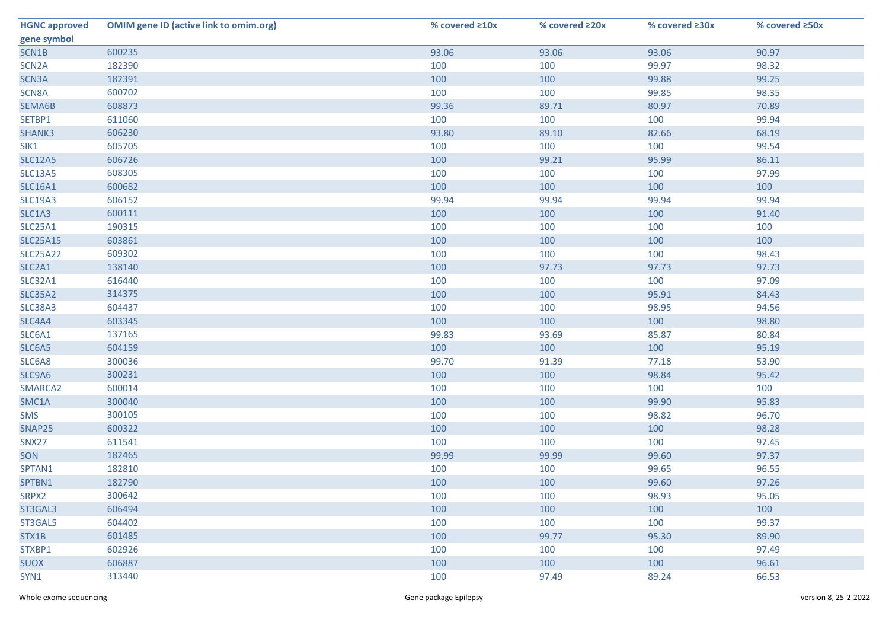| HGNC approved gene symbol | OMIM gene ID (active link to omim.org) | % covered ≥10x | % covered ≥20x | % covered ≥30x | % covered ≥50x |
|---|---|---|---|---|---|
| SCN1B | 600235 | 93.06 | 93.06 | 93.06 | 90.97 |
| SCN2A | 182390 | 100 | 100 | 99.97 | 98.32 |
| SCN3A | 182391 | 100 | 100 | 99.88 | 99.25 |
| SCN8A | 600702 | 100 | 100 | 99.85 | 98.35 |
| SEMA6B | 608873 | 99.36 | 89.71 | 80.97 | 70.89 |
| SETBP1 | 611060 | 100 | 100 | 100 | 99.94 |
| SHANK3 | 606230 | 93.80 | 89.10 | 82.66 | 68.19 |
| SIK1 | 605705 | 100 | 100 | 100 | 99.54 |
| SLC12A5 | 606726 | 100 | 99.21 | 95.99 | 86.11 |
| SLC13A5 | 608305 | 100 | 100 | 100 | 97.99 |
| SLC16A1 | 600682 | 100 | 100 | 100 | 100 |
| SLC19A3 | 606152 | 99.94 | 99.94 | 99.94 | 99.94 |
| SLC1A3 | 600111 | 100 | 100 | 100 | 91.40 |
| SLC25A1 | 190315 | 100 | 100 | 100 | 100 |
| SLC25A15 | 603861 | 100 | 100 | 100 | 100 |
| SLC25A22 | 609302 | 100 | 100 | 100 | 98.43 |
| SLC2A1 | 138140 | 100 | 97.73 | 97.73 | 97.73 |
| SLC32A1 | 616440 | 100 | 100 | 100 | 97.09 |
| SLC35A2 | 314375 | 100 | 100 | 95.91 | 84.43 |
| SLC38A3 | 604437 | 100 | 100 | 98.95 | 94.56 |
| SLC4A4 | 603345 | 100 | 100 | 100 | 98.80 |
| SLC6A1 | 137165 | 99.83 | 93.69 | 85.87 | 80.84 |
| SLC6A5 | 604159 | 100 | 100 | 100 | 95.19 |
| SLC6A8 | 300036 | 99.70 | 91.39 | 77.18 | 53.90 |
| SLC9A6 | 300231 | 100 | 100 | 98.84 | 95.42 |
| SMARCA2 | 600014 | 100 | 100 | 100 | 100 |
| SMC1A | 300040 | 100 | 100 | 99.90 | 95.83 |
| SMS | 300105 | 100 | 100 | 98.82 | 96.70 |
| SNAP25 | 600322 | 100 | 100 | 100 | 98.28 |
| SNX27 | 611541 | 100 | 100 | 100 | 97.45 |
| SON | 182465 | 99.99 | 99.99 | 99.60 | 97.37 |
| SPTAN1 | 182810 | 100 | 100 | 99.65 | 96.55 |
| SPTBN1 | 182790 | 100 | 100 | 99.60 | 97.26 |
| SRPX2 | 300642 | 100 | 100 | 98.93 | 95.05 |
| ST3GAL3 | 606494 | 100 | 100 | 100 | 100 |
| ST3GAL5 | 604402 | 100 | 100 | 100 | 99.37 |
| STX1B | 601485 | 100 | 99.77 | 95.30 | 89.90 |
| STXBP1 | 602926 | 100 | 100 | 100 | 97.49 |
| SUOX | 606887 | 100 | 100 | 100 | 96.61 |
| SYN1 | 313440 | 100 | 97.49 | 89.24 | 66.53 |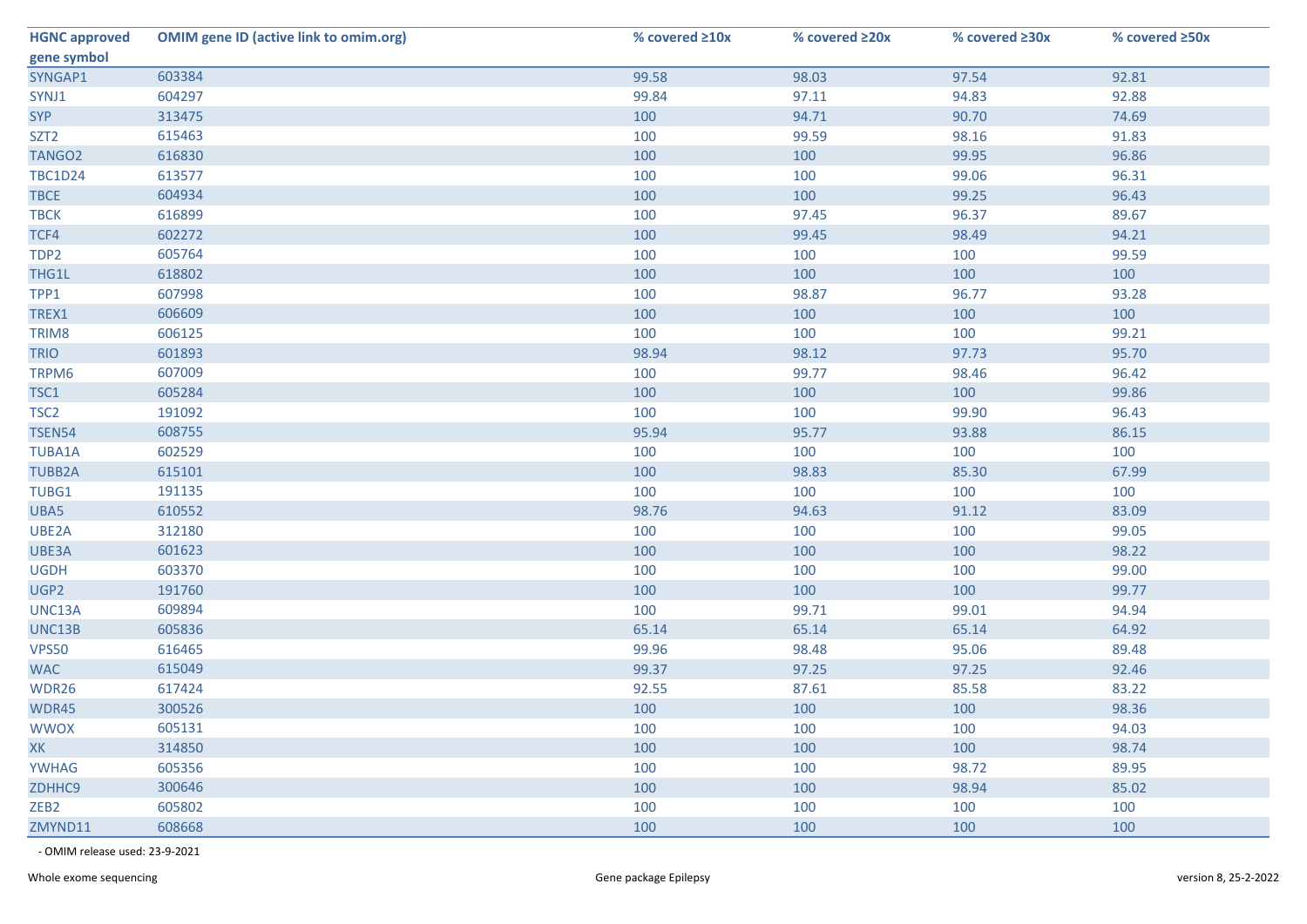| HGNC approved gene symbol | OMIM gene ID (active link to omim.org) | % covered ≥10x | % covered ≥20x | % covered ≥30x | % covered ≥50x |
|---|---|---|---|---|---|
| SYNGAP1 | 603384 | 99.58 | 98.03 | 97.54 | 92.81 |
| SYNJ1 | 604297 | 99.84 | 97.11 | 94.83 | 92.88 |
| SYP | 313475 | 100 | 94.71 | 90.70 | 74.69 |
| SZT2 | 615463 | 100 | 99.59 | 98.16 | 91.83 |
| TANGO2 | 616830 | 100 | 100 | 99.95 | 96.86 |
| TBC1D24 | 613577 | 100 | 100 | 99.06 | 96.31 |
| TBCE | 604934 | 100 | 100 | 99.25 | 96.43 |
| TBCK | 616899 | 100 | 97.45 | 96.37 | 89.67 |
| TCF4 | 602272 | 100 | 99.45 | 98.49 | 94.21 |
| TDP2 | 605764 | 100 | 100 | 100 | 99.59 |
| THG1L | 618802 | 100 | 100 | 100 | 100 |
| TPP1 | 607998 | 100 | 98.87 | 96.77 | 93.28 |
| TREX1 | 606609 | 100 | 100 | 100 | 100 |
| TRIM8 | 606125 | 100 | 100 | 100 | 99.21 |
| TRIO | 601893 | 98.94 | 98.12 | 97.73 | 95.70 |
| TRPM6 | 607009 | 100 | 99.77 | 98.46 | 96.42 |
| TSC1 | 605284 | 100 | 100 | 100 | 99.86 |
| TSC2 | 191092 | 100 | 100 | 99.90 | 96.43 |
| TSEN54 | 608755 | 95.94 | 95.77 | 93.88 | 86.15 |
| TUBA1A | 602529 | 100 | 100 | 100 | 100 |
| TUBB2A | 615101 | 100 | 98.83 | 85.30 | 67.99 |
| TUBG1 | 191135 | 100 | 100 | 100 | 100 |
| UBA5 | 610552 | 98.76 | 94.63 | 91.12 | 83.09 |
| UBE2A | 312180 | 100 | 100 | 100 | 99.05 |
| UBE3A | 601623 | 100 | 100 | 100 | 98.22 |
| UGDH | 603370 | 100 | 100 | 100 | 99.00 |
| UGP2 | 191760 | 100 | 100 | 100 | 99.77 |
| UNC13A | 609894 | 100 | 99.71 | 99.01 | 94.94 |
| UNC13B | 605836 | 65.14 | 65.14 | 65.14 | 64.92 |
| VPS50 | 616465 | 99.96 | 98.48 | 95.06 | 89.48 |
| WAC | 615049 | 99.37 | 97.25 | 97.25 | 92.46 |
| WDR26 | 617424 | 92.55 | 87.61 | 85.58 | 83.22 |
| WDR45 | 300526 | 100 | 100 | 100 | 98.36 |
| WWOX | 605131 | 100 | 100 | 100 | 94.03 |
| XK | 314850 | 100 | 100 | 100 | 98.74 |
| YWHAG | 605356 | 100 | 100 | 98.72 | 89.95 |
| ZDHHC9 | 300646 | 100 | 100 | 98.94 | 85.02 |
| ZEB2 | 605802 | 100 | 100 | 100 | 100 |
| ZMYND11 | 608668 | 100 | 100 | 100 | 100 |

- OMIM release used: 23-9-2021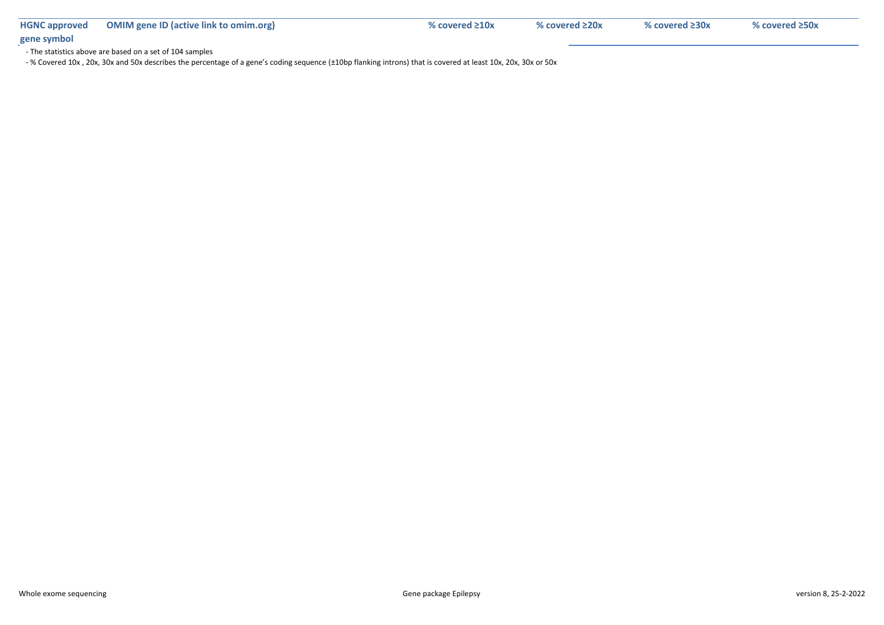| HGNC approved gene symbol | OMIM gene ID (active link to omim.org) | % covered ≥10x | % covered ≥20x | % covered ≥30x | % covered ≥50x |
| --- | --- | --- | --- | --- | --- |

- The statistics above are based on a set of 104 samples
- % Covered 10x , 20x, 30x and 50x describes the percentage of a gene's coding sequence (±10bp flanking introns) that is covered at least 10x, 20x, 30x or 50x